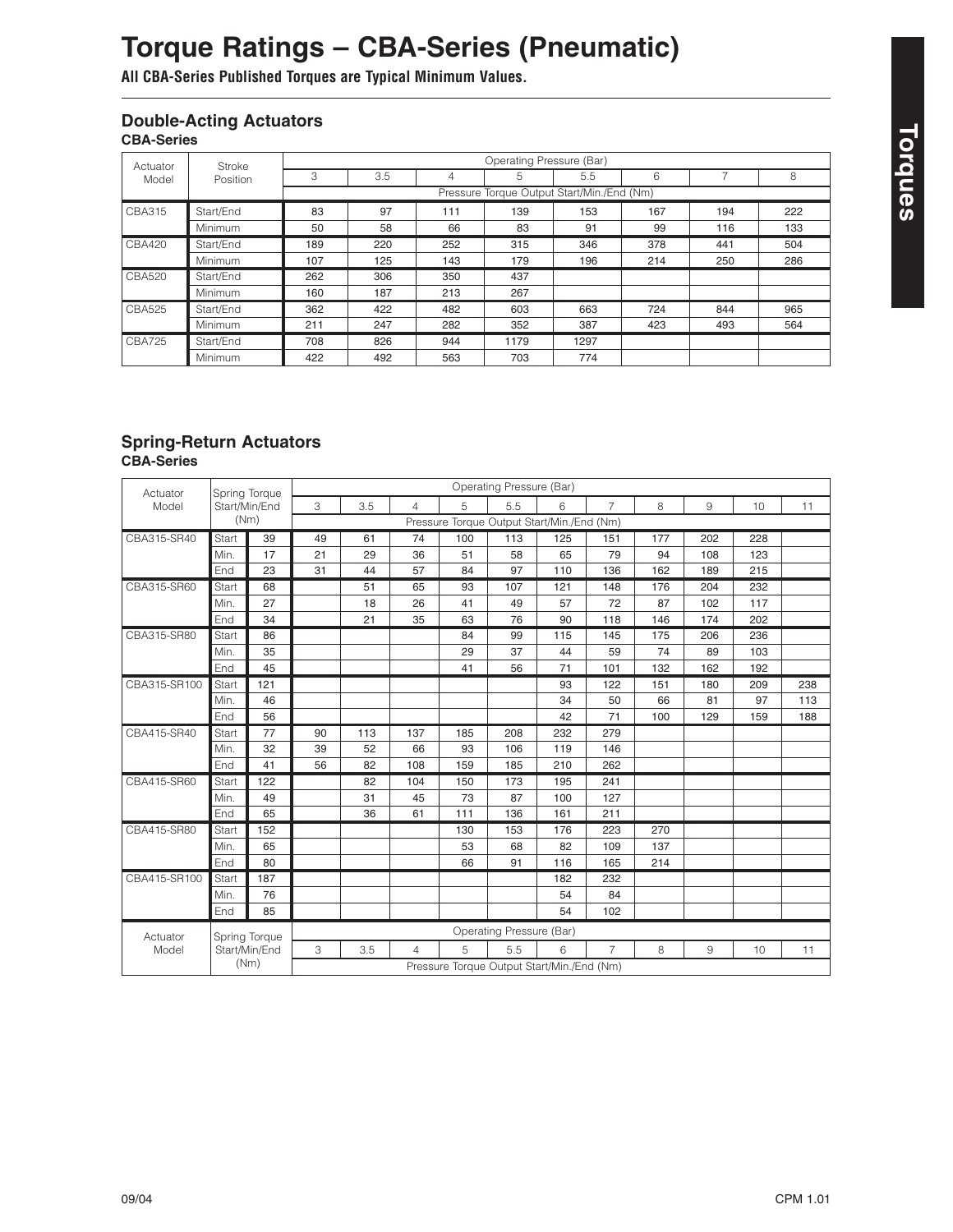# Torque Ratings – CBA-Series (Pneumatic)

**All CBA-Series Published Torques are Typical Minimum Values.**

## Double-Acting Actuators

**CBA-Series**

| Actuator Model | Stroke Position | Operating Pressure (Bar) | | | | | | | |
|---|---|---|---|---|---|---|---|---|---|
| | | 3 | 3.5 | 4 | 5 | 5.5 | 6 | 7 | 8 |
| | | Pressure Torque Output Start/Min./End (Nm) | | | | | | | |
| CBA315 | Start/End | 83 | 97 | 111 | 139 | 153 | 167 | 194 | 222 |
| | Minimum | 50 | 58 | 66 | 83 | 91 | 99 | 116 | 133 |
| CBA420 | Start/End | 189 | 220 | 252 | 315 | 346 | 378 | 441 | 504 |
| | Minimum | 107 | 125 | 143 | 179 | 196 | 214 | 250 | 286 |
| CBA520 | Start/End | 262 | 306 | 350 | 437 | | | | |
| | Minimum | 160 | 187 | 213 | 267 | | | | |
| CBA525 | Start/End | 362 | 422 | 482 | 603 | 663 | 724 | 844 | 965 |
| | Minimum | 211 | 247 | 282 | 352 | 387 | 423 | 493 | 564 |
| CBA725 | Start/End | 708 | 826 | 944 | 1179 | 1297 | | | |
| | Minimum | 422 | 492 | 563 | 703 | 774 | | | |

## Spring-Return Actuators

**CBA-Series**

| Actuator Model | Spring Torque Start/Min/End (Nm) | | Operating Pressure (Bar) | | | | | | | | | | |
|---|---|---|---|---|---|---|---|---|---|---|---|---|---|
| | | | 3 | 3.5 | 4 | 5 | 5.5 | 6 | 7 | 8 | 9 | 10 | 11 |
| | | | Pressure Torque Output Start/Min./End (Nm) | | | | | | | | | | |
| CBA315-SR40 | Start | 39 | 49 | 61 | 74 | 100 | 113 | 125 | 151 | 177 | 202 | 228 | |
| | Min. | 17 | 21 | 29 | 36 | 51 | 58 | 65 | 79 | 94 | 108 | 123 | |
| | End | 23 | 31 | 44 | 57 | 84 | 97 | 110 | 136 | 162 | 189 | 215 | |
| CBA315-SR60 | Start | 68 | | 51 | 65 | 93 | 107 | 121 | 148 | 176 | 204 | 232 | |
| | Min. | 27 | | 18 | 26 | 41 | 49 | 57 | 72 | 87 | 102 | 117 | |
| | End | 34 | | 21 | 35 | 63 | 76 | 90 | 118 | 146 | 174 | 202 | |
| CBA315-SR80 | Start | 86 | | | | 84 | 99 | 115 | 145 | 175 | 206 | 236 | |
| | Min. | 35 | | | | 29 | 37 | 44 | 59 | 74 | 89 | 103 | |
| | End | 45 | | | | 41 | 56 | 71 | 101 | 132 | 162 | 192 | |
| CBA315-SR100 | Start | 121 | | | | | | 93 | 122 | 151 | 180 | 209 | 238 |
| | Min. | 46 | | | | | | 34 | 50 | 66 | 81 | 97 | 113 |
| | End | 56 | | | | | | 42 | 71 | 100 | 129 | 159 | 188 |
| CBA415-SR40 | Start | 77 | 90 | 113 | 137 | 185 | 208 | 232 | 279 | | | | |
| | Min. | 32 | 39 | 52 | 66 | 93 | 106 | 119 | 146 | | | | |
| | End | 41 | 56 | 82 | 108 | 159 | 185 | 210 | 262 | | | | |
| CBA415-SR60 | Start | 122 | | 82 | 104 | 150 | 173 | 195 | 241 | | | | |
| | Min. | 49 | | 31 | 45 | 73 | 87 | 100 | 127 | | | | |
| | End | 65 | | 36 | 61 | 111 | 136 | 161 | 211 | | | | |
| CBA415-SR80 | Start | 152 | | | | 130 | 153 | 176 | 223 | 270 | | | |
| | Min. | 65 | | | | 53 | 68 | 82 | 109 | 137 | | | |
| | End | 80 | | | | 66 | 91 | 116 | 165 | 214 | | | |
| CBA415-SR100 | Start | 187 | | | | | | 182 | 232 | | | | |
| | Min. | 76 | | | | | | 54 | 84 | | | | |
| | End | 85 | | | | | | 54 | 102 | | | | |
| Actuator Model | Spring Torque Start/Min/End (Nm) | | 3 | 3.5 | 4 | 5 | 5.5 | 6 | 7 | 8 | 9 | 10 | 11 |
| | | | Pressure Torque Output Start/Min./End (Nm) | | | | | | | | | | |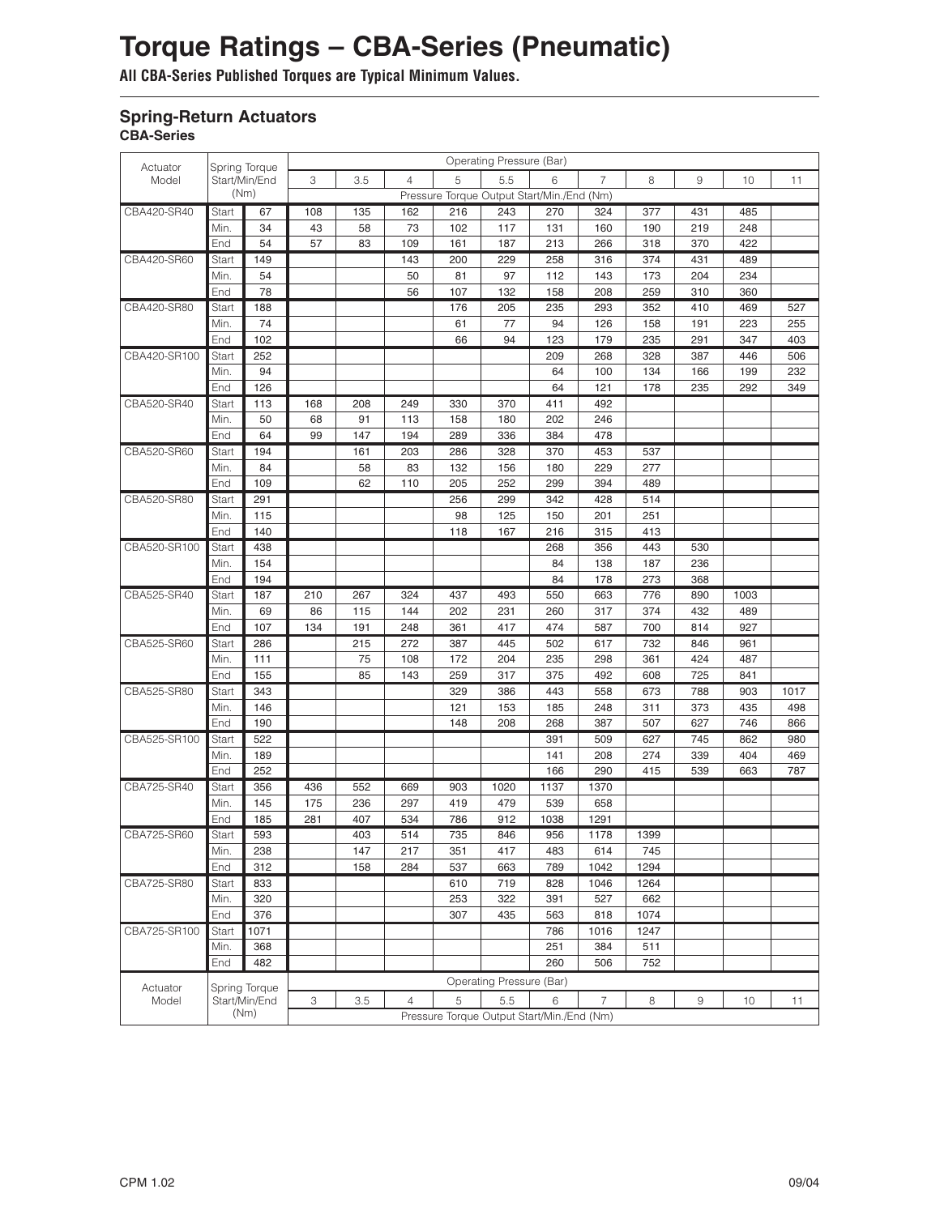# Torque Ratings – CBA-Series (Pneumatic)

**All CBA-Series Published Torques are Typical Minimum Values.**

## Spring-Return Actuators

**CBA-Series**

| Actuator Model | Spring Torque Start/Min/End (Nm) | | Operating Pressure (Bar) | | | | | | | | | | |
|---|---|---|---|---|---|---|---|---|---|---|---|---|---|
| | | | 3 | 3.5 | 4 | 5 | 5.5 | 6 | 7 | 8 | 9 | 10 | 11 |
| | | | Pressure Torque Output Start/Min./End (Nm) | | | | | | | | | | |
| CBA420-SR40 | Start | 67 | 108 | 135 | 162 | 216 | 243 | 270 | 324 | 377 | 431 | 485 | |
| | Min. | 34 | 43 | 58 | 73 | 102 | 117 | 131 | 160 | 190 | 219 | 248 | |
| | End | 54 | 57 | 83 | 109 | 161 | 187 | 213 | 266 | 318 | 370 | 422 | |
| CBA420-SR60 | Start | 149 | | | 143 | 200 | 229 | 258 | 316 | 374 | 431 | 489 | |
| | Min. | 54 | | | 50 | 81 | 97 | 112 | 143 | 173 | 204 | 234 | |
| | End | 78 | | | 56 | 107 | 132 | 158 | 208 | 259 | 310 | 360 | |
| CBA420-SR80 | Start | 188 | | | | 176 | 205 | 235 | 293 | 352 | 410 | 469 | 527 |
| | Min. | 74 | | | | 61 | 77 | 94 | 126 | 158 | 191 | 223 | 255 |
| | End | 102 | | | | 66 | 94 | 123 | 179 | 235 | 291 | 347 | 403 |
| CBA420-SR100 | Start | 252 | | | | | | 209 | 268 | 328 | 387 | 446 | 506 |
| | Min. | 94 | | | | | | 64 | 100 | 134 | 166 | 199 | 232 |
| | End | 126 | | | | | | 64 | 121 | 178 | 235 | 292 | 349 |
| CBA520-SR40 | Start | 113 | 168 | 208 | 249 | 330 | 370 | 411 | 492 | | | | |
| | Min. | 50 | 68 | 91 | 113 | 158 | 180 | 202 | 246 | | | | |
| | End | 64 | 99 | 147 | 194 | 289 | 336 | 384 | 478 | | | | |
| CBA520-SR60 | Start | 194 | | 161 | 203 | 286 | 328 | 370 | 453 | 537 | | | |
| | Min. | 84 | | 58 | 83 | 132 | 156 | 180 | 229 | 277 | | | |
| | End | 109 | | 62 | 110 | 205 | 252 | 299 | 394 | 489 | | | |
| CBA520-SR80 | Start | 291 | | | | 256 | 299 | 342 | 428 | 514 | | | |
| | Min. | 115 | | | | 98 | 125 | 150 | 201 | 251 | | | |
| | End | 140 | | | | 118 | 167 | 216 | 315 | 413 | | | |
| CBA520-SR100 | Start | 438 | | | | | | 268 | 356 | 443 | 530 | | |
| | Min. | 154 | | | | | | 84 | 138 | 187 | 236 | | |
| | End | 194 | | | | | | 84 | 178 | 273 | 368 | | |
| CBA525-SR40 | Start | 187 | 210 | 267 | 324 | 437 | 493 | 550 | 663 | 776 | 890 | 1003 | |
| | Min. | 69 | 86 | 115 | 144 | 202 | 231 | 260 | 317 | 374 | 432 | 489 | |
| | End | 107 | 134 | 191 | 248 | 361 | 417 | 474 | 587 | 700 | 814 | 927 | |
| CBA525-SR60 | Start | 286 | | 215 | 272 | 387 | 445 | 502 | 617 | 732 | 846 | 961 | |
| | Min. | 111 | | 75 | 108 | 172 | 204 | 235 | 298 | 361 | 424 | 487 | |
| | End | 155 | | 85 | 143 | 259 | 317 | 375 | 492 | 608 | 725 | 841 | |
| CBA525-SR80 | Start | 343 | | | | 329 | 386 | 443 | 558 | 673 | 788 | 903 | 1017 |
| | Min. | 146 | | | | 121 | 153 | 185 | 248 | 311 | 373 | 435 | 498 |
| | End | 190 | | | | 148 | 208 | 268 | 387 | 507 | 627 | 746 | 866 |
| CBA525-SR100 | Start | 522 | | | | | | 391 | 509 | 627 | 745 | 862 | 980 |
| | Min. | 189 | | | | | | 141 | 208 | 274 | 339 | 404 | 469 |
| | End | 252 | | | | | | 166 | 290 | 415 | 539 | 663 | 787 |
| CBA725-SR40 | Start | 356 | 436 | 552 | 669 | 903 | 1020 | 1137 | 1370 | | | | |
| | Min. | 145 | 175 | 236 | 297 | 419 | 479 | 539 | 658 | | | | |
| | End | 185 | 281 | 407 | 534 | 786 | 912 | 1038 | 1291 | | | | |
| CBA725-SR60 | Start | 593 | | 403 | 514 | 735 | 846 | 956 | 1178 | 1399 | | | |
| | Min. | 238 | | 147 | 217 | 351 | 417 | 483 | 614 | 745 | | | |
| | End | 312 | | 158 | 284 | 537 | 663 | 789 | 1042 | 1294 | | | |
| CBA725-SR80 | Start | 833 | | | | 610 | 719 | 828 | 1046 | 1264 | | | |
| | Min. | 320 | | | | 253 | 322 | 391 | 527 | 662 | | | |
| | End | 376 | | | | 307 | 435 | 563 | 818 | 1074 | | | |
| CBA725-SR100 | Start | 1071 | | | | | | 786 | 1016 | 1247 | | | |
| | Min. | 368 | | | | | | 251 | 384 | 511 | | | |
| | End | 482 | | | | | | 260 | 506 | 752 | | | |
| Actuator Model | Spring Torque Start/Min/End (Nm) | | Operating Pressure (Bar) | | | | | | | | | | |
| | | | 3 | 3.5 | 4 | 5 | 5.5 | 6 | 7 | 8 | 9 | 10 | 11 |
| | | | Pressure Torque Output Start/Min./End (Nm) | | | | | | | | | | |

CPM 1.02 09/04